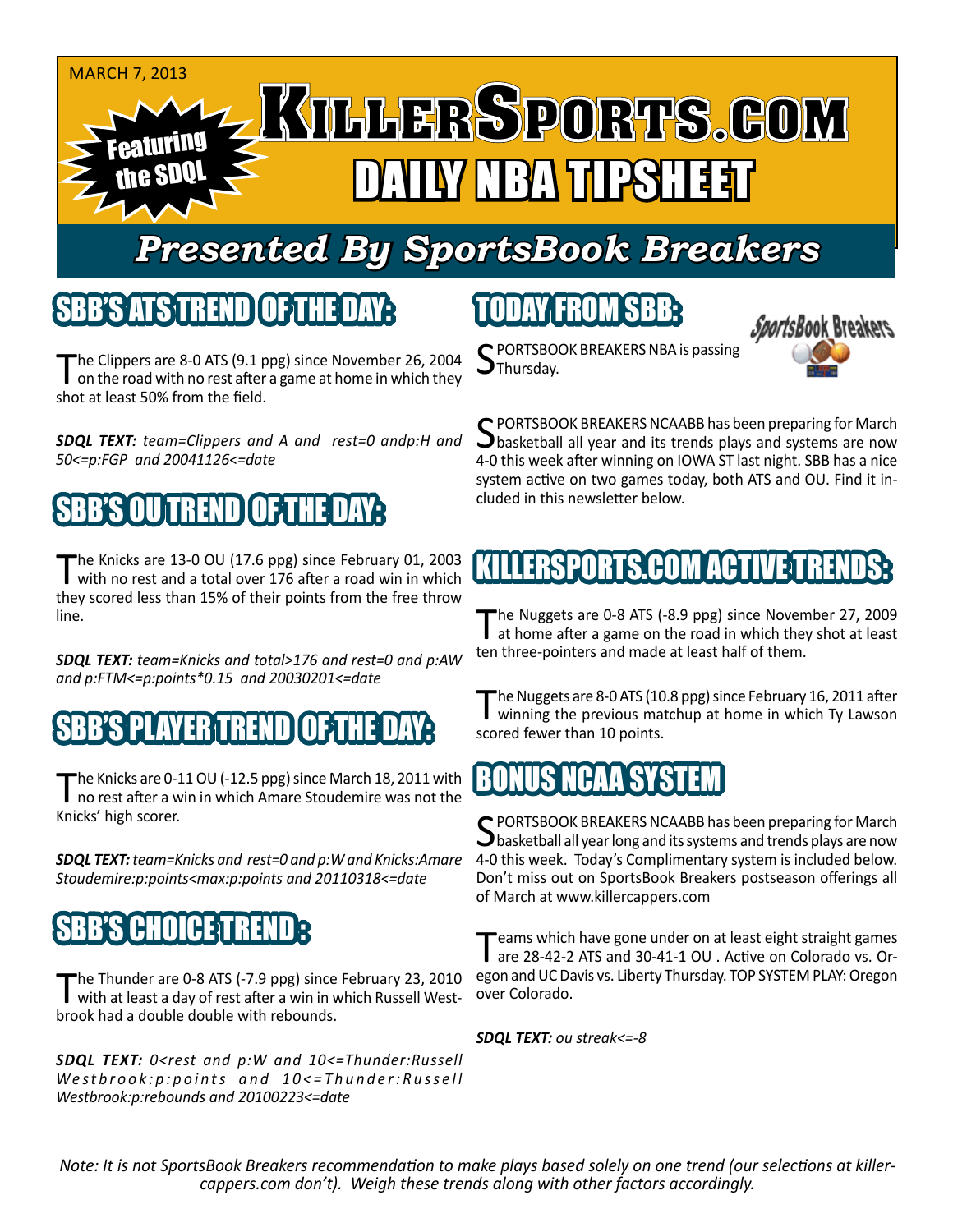MARCH 7, 2013

# KILLERSPORTS.COM DAILY NBA TIPSHEET

Featuring the SDQL

## *Presented By SportsBook Breakers*

## SBB'S ATS TREND OF THE DAY:

The Clippers are 8-0 ATS (9.1 ppg) since November 26, 2004 on the road with no rest after a game at home in which they shot at least 50% from the field.

***SDQL TEXT:*** *team=Clippers and A and rest=0 andp:H and 50<=p:FGP and 20041126<=date*

## SBB'S OU TREND OF THE DAY:

The Knicks are 13-0 OU (17.6 ppg) since February 01, 2003 with no rest and a total over 176 after a road win in which they scored less than 15% of their points from the free throw line.

***SDQL TEXT:*** *team=Knicks and total>176 and rest=0 and p:AW and p:FTM<=p:points*0.15 and 20030201<=date*

## SBB'S PLAYER TREND OF THE DAY:

The Knicks are 0-11 OU (-12.5 ppg) since March 18, 2011 with no rest after a win in which Amare Stoudemire was not the Knicks' high scorer.

***SDQL TEXT:*** *team=Knicks and rest=0 and p:W and Knicks:Amare Stoudemire:p:points<max:p:points and 20110318<=date*

## SBB'S CHOICE TREND:

The Thunder are 0-8 ATS (-7.9 ppg) since February 23, 2010 with at least a day of rest after a win in which Russell Westbrook had a double double with rebounds.

***SDQL TEXT:*** *0<rest and p:W and 10<=Thunder:Russell Westbrook:p:points and 10<=Thunder:Russell Westbrook:p:rebounds and 20100223<=date*

## TODAY FROM SBB:

SPORTSBOOK BREAKERS NBA is passing Thursday.

SPORTSBOOK BREAKERS NCAABB has been preparing for March basketball all year and its trends plays and systems are now 4-0 this week after winning on IOWA ST last night. SBB has a nice system active on two games today, both ATS and OU. Find it included in this newsletter below.

## KILLERSPORTS.COM ACTIVE TRENDS:

The Nuggets are 0-8 ATS (-8.9 ppg) since November 27, 2009 at home after a game on the road in which they shot at least ten three-pointers and made at least half of them.

The Nuggets are 8-0 ATS (10.8 ppg) since February 16, 2011 after winning the previous matchup at home in which Ty Lawson scored fewer than 10 points.

## BONUS NCAA SYSTEM

SPORTSBOOK BREAKERS NCAABB has been preparing for March basketball all year long and its systems and trends plays are now 4-0 this week. Today's Complimentary system is included below. Don't miss out on SportsBook Breakers postseason offerings all of March at www.killercappers.com

Teams which have gone under on at least eight straight games are 28-42-2 ATS and 30-41-1 OU . Active on Colorado vs. Oregon and UC Davis vs. Liberty Thursday. TOP SYSTEM PLAY: Oregon over Colorado.

***SDQL TEXT:*** *ou streak<=-8*

*Note: It is not SportsBook Breakers recommendation to make plays based solely on one trend (our selections at killercappers.com don't). Weigh these trends along with other factors accordingly.*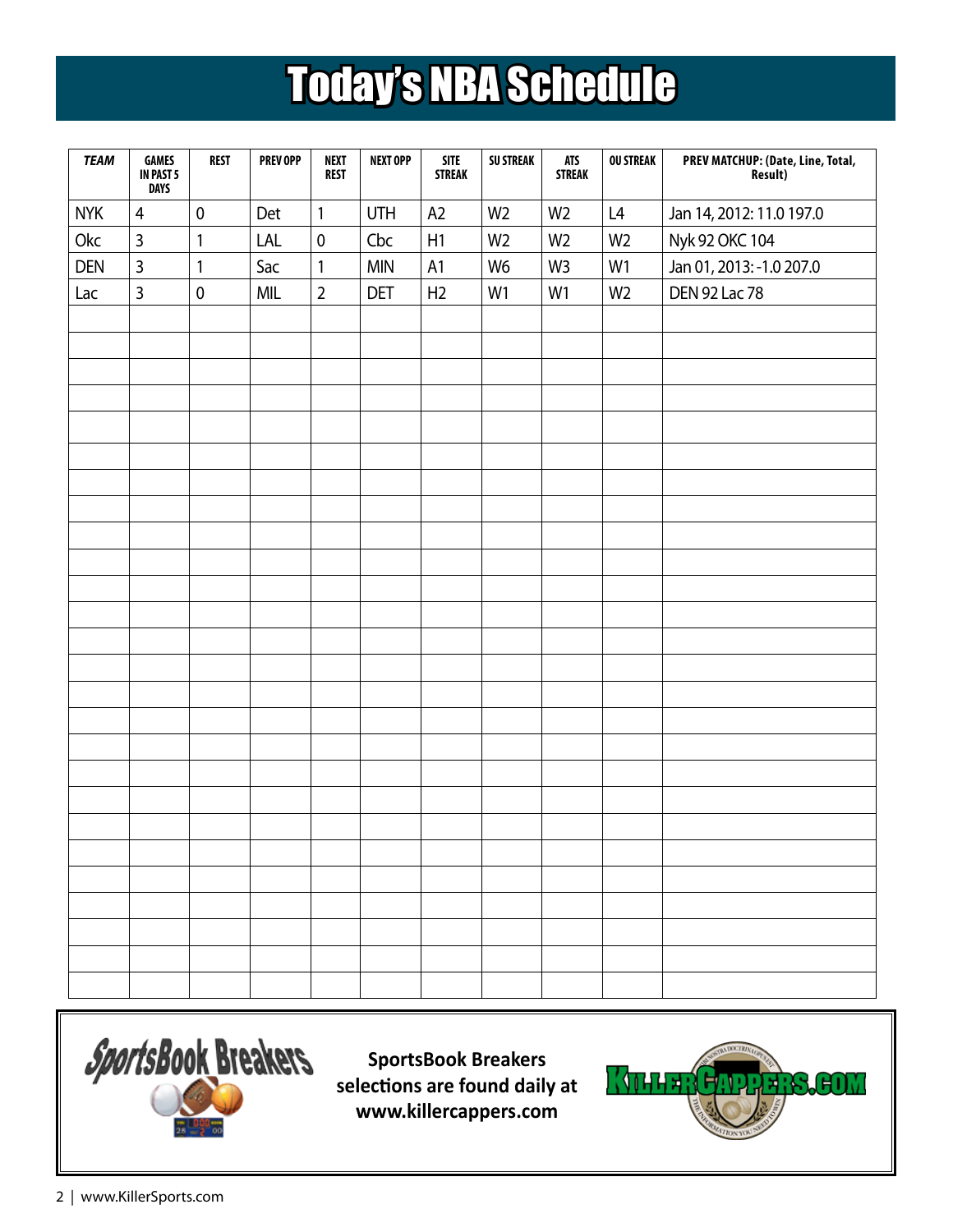# Today's NBA Schedule

| TEAM | GAMES IN PAST 5 DAYS | REST | PREV OPP | NEXT REST | NEXT OPP | SITE STREAK | SU STREAK | ATS STREAK | OU STREAK | PREV MATCHUP: (Date, Line, Total, Result) |
|---|---|---|---|---|---|---|---|---|---|---|
| NYK | 4 | 0 | Det | 1 | UTH | A2 | W2 | W2 | L4 | Jan 14, 2012: 11.0 197.0 |
| Okc | 3 | 1 | LAL | 0 | Cbc | H1 | W2 | W2 | W2 | Nyk 92 OKC 104 |
| DEN | 3 | 1 | Sac | 1 | MIN | A1 | W6 | W3 | W1 | Jan 01, 2013: -1.0 207.0 |
| Lac | 3 | 0 | MIL | 2 | DET | H2 | W1 | W1 | W2 | DEN 92 Lac 78 |

SportsBook Breakers

**SportsBook Breakers selections are found daily at www.killercappers.com**

KILLERCAPPERS.COM